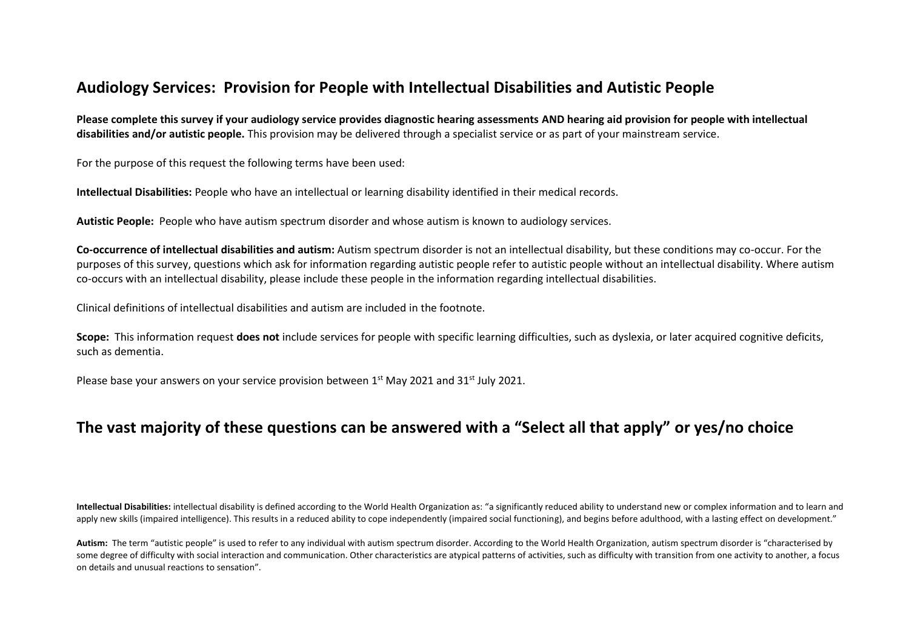# Audiology Services: Provision for People with Intellectual Disabilities and Autistic People

**Please complete this survey if your audiology service provides diagnostic hearing assessments AND hearing aid provision for people with intellectual disabilities and/or autistic people.** This provision may be delivered through a specialist service or as part of your mainstream service.

For the purpose of this request the following terms have been used:

**Intellectual Disabilities:** People who have an intellectual or learning disability identified in their medical records.

**Autistic People:** People who have autism spectrum disorder and whose autism is known to audiology services.

**Co-occurrence of intellectual disabilities and autism:** Autism spectrum disorder is not an intellectual disability, but these conditions may co-occur. For the purposes of this survey, questions which ask for information regarding autistic people refer to autistic people without an intellectual disability. Where autism co-occurs with an intellectual disability, please include these people in the information regarding intellectual disabilities.

Clinical definitions of intellectual disabilities and autism are included in the footnote.

**Scope:** This information request **does not** include services for people with specific learning difficulties, such as dyslexia, or later acquired cognitive deficits, such as dementia.

Please base your answers on your service provision between 1st May 2021 and 31st July 2021.

## The vast majority of these questions can be answered with a "Select all that apply" or yes/no choice

**Intellectual Disabilities:** intellectual disability is defined according to the World Health Organization as: "a significantly reduced ability to understand new or complex information and to learn and apply new skills (impaired intelligence). This results in a reduced ability to cope independently (impaired social functioning), and begins before adulthood, with a lasting effect on development."

**Autism:** The term "autistic people" is used to refer to any individual with autism spectrum disorder. According to the World Health Organization, autism spectrum disorder is "characterised by some degree of difficulty with social interaction and communication. Other characteristics are atypical patterns of activities, such as difficulty with transition from one activity to another, a focus on details and unusual reactions to sensation".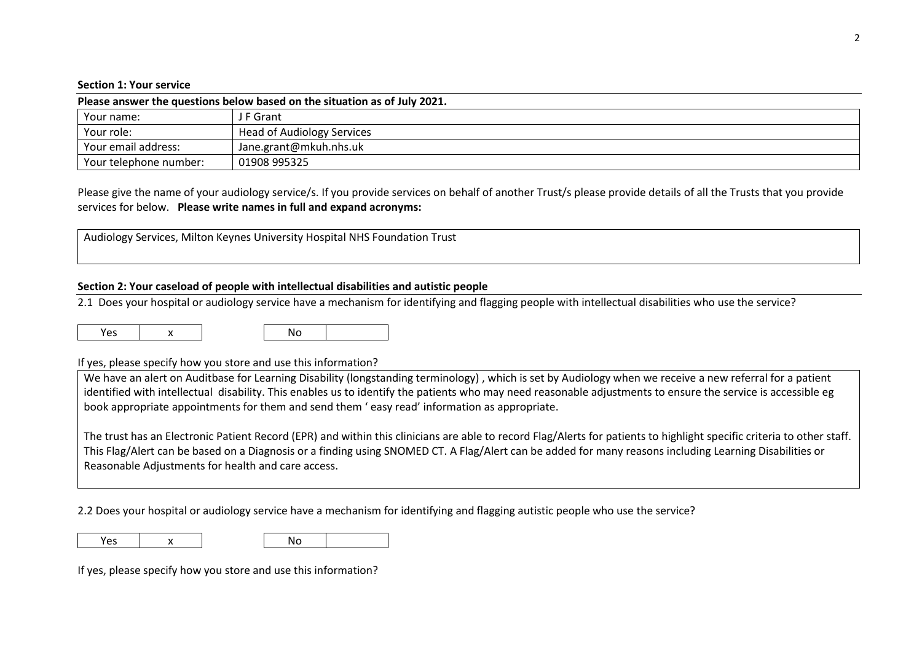**Section 1: Your service**

**Please answer the questions below based on the situation as of July 2021.**

| | |
|---|---|
| Your name: | J F Grant |
| Your role: | Head of Audiology Services |
| Your email address: | Jane.grant@mkuh.nhs.uk |
| Your telephone number: | 01908 995325 |

Please give the name of your audiology service/s. If you provide services on behalf of another Trust/s please provide details of all the Trusts that you provide services for below. **Please write names in full and expand acronyms:**

Audiology Services, Milton Keynes University Hospital NHS Foundation Trust

**Section 2: Your caseload of people with intellectual disabilities and autistic people**

2.1 Does your hospital or audiology service have a mechanism for identifying and flagging people with intellectual disabilities who use the service?

| Yes | x | | No | |
|---|---|---|---|---|

If yes, please specify how you store and use this information?

We have an alert on Auditbase for Learning Disability (longstanding terminology) , which is set by Audiology when we receive a new referral for a patient identified with intellectual disability. This enables us to identify the patients who may need reasonable adjustments to ensure the service is accessible eg book appropriate appointments for them and send them ' easy read' information as appropriate.

The trust has an Electronic Patient Record (EPR) and within this clinicians are able to record Flag/Alerts for patients to highlight specific criteria to other staff. This Flag/Alert can be based on a Diagnosis or a finding using SNOMED CT. A Flag/Alert can be added for many reasons including Learning Disabilities or Reasonable Adjustments for health and care access.

2.2 Does your hospital or audiology service have a mechanism for identifying and flagging autistic people who use the service?

| Yes | x | | No | |
|---|---|---|---|---|

If yes, please specify how you store and use this information?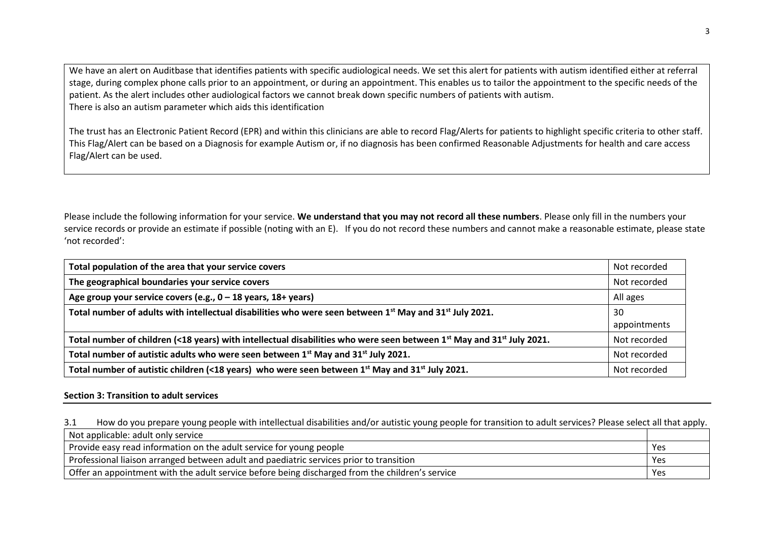| We have an alert on Auditbase that identifies patients with specific audiological needs. We set this alert for patients with autism identified either at referral stage, during complex phone calls prior to an appointment, or during an appointment. This enables us to tailor the appointment to the specific needs of the patient. As the alert includes other audiological factors we cannot break down specific numbers of patients with autism.<br>There is also an autism parameter which aids this identification<br><br>The trust has an Electronic Patient Record (EPR) and within this clinicians are able to record Flag/Alerts for patients to highlight specific criteria to other staff. This Flag/Alert can be based on a Diagnosis for example Autism or, if no diagnosis has been confirmed Reasonable Adjustments for health and care access Flag/Alert can be used. |
|---|

Please include the following information for your service. **We understand that you may not record all these numbers**. Please only fill in the numbers your service records or provide an estimate if possible (noting with an E). If you do not record these numbers and cannot make a reasonable estimate, please state 'not recorded':

| | |
|---|---|
| **Total population of the area that your service covers** | Not recorded |
| **The geographical boundaries your service covers** | Not recorded |
| **Age group your service covers (e.g., 0 – 18 years, 18+ years)** | All ages |
| **Total number of adults with intellectual disabilities who were seen between 1st May and 31st July 2021.** | 30 appointments |
| **Total number of children (<18 years) with intellectual disabilities who were seen between 1st May and 31st July 2021.** | Not recorded |
| **Total number of autistic adults who were seen between 1st May and 31st July 2021.** | Not recorded |
| **Total number of autistic children (<18 years) who were seen between 1st May and 31st July 2021.** | Not recorded |

### Section 3: Transition to adult services

3.1 How do you prepare young people with intellectual disabilities and/or autistic young people for transition to adult services? Please select all that apply.

| | |
|---|---|
| Not applicable: adult only service | |
| Provide easy read information on the adult service for young people | Yes |
| Professional liaison arranged between adult and paediatric services prior to transition | Yes |
| Offer an appointment with the adult service before being discharged from the children's service | Yes |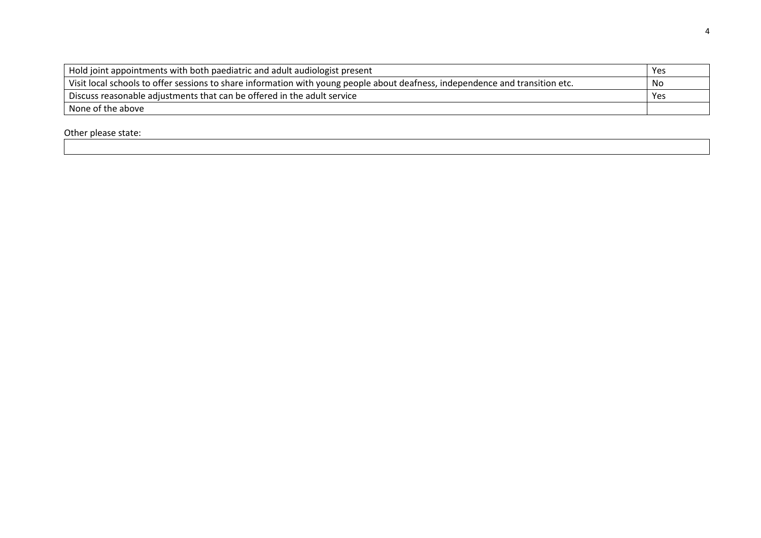| | |
|---|---|
| Hold joint appointments with both paediatric and adult audiologist present | Yes |
| Visit local schools to offer sessions to share information with young people about deafness, independence and transition etc. | No |
| Discuss reasonable adjustments that can be offered in the adult service | Yes |
| None of the above | |

Other please state:

| |
|---|
| |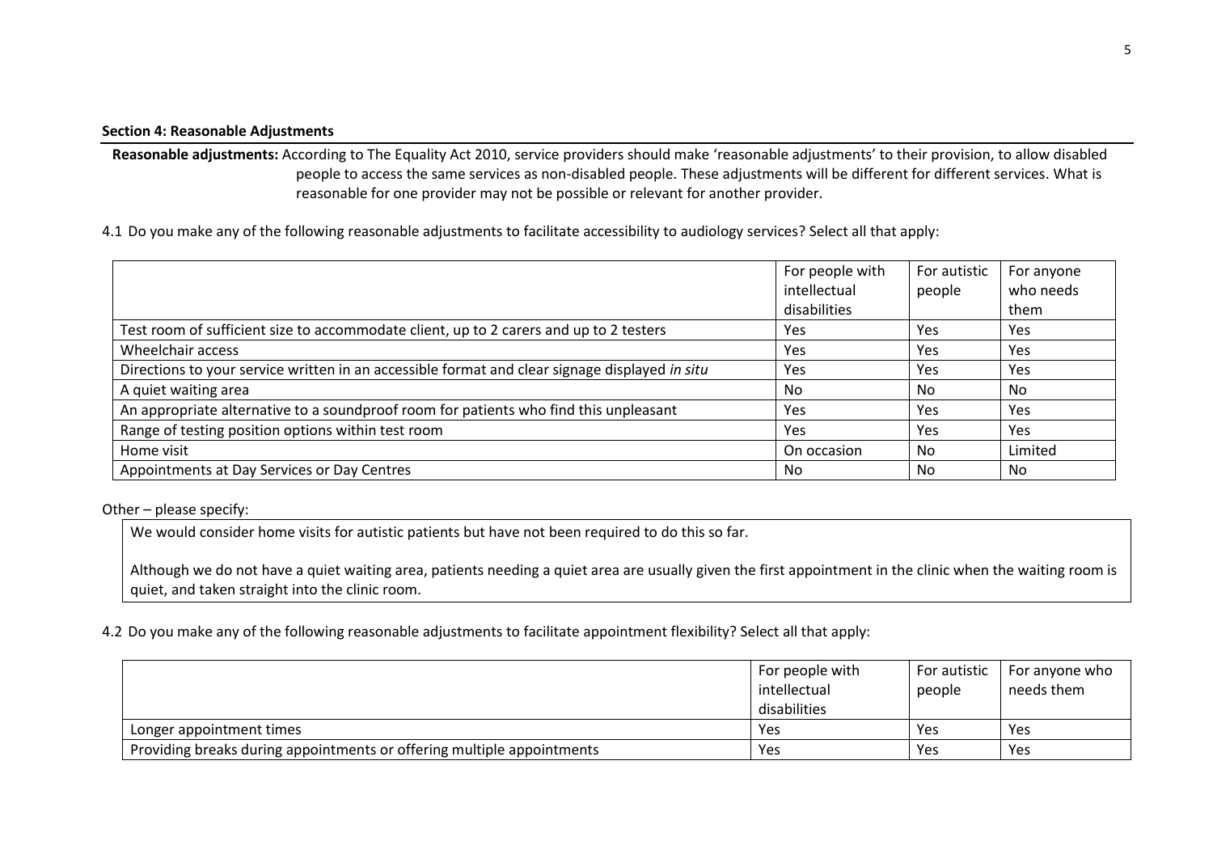**Section 4: Reasonable Adjustments**

**Reasonable adjustments:** According to The Equality Act 2010, service providers should make 'reasonable adjustments' to their provision, to allow disabled people to access the same services as non-disabled people. These adjustments will be different for different services. What is reasonable for one provider may not be possible or relevant for another provider.

4.1 Do you make any of the following reasonable adjustments to facilitate accessibility to audiology services? Select all that apply:

| | For people with intellectual disabilities | For autistic people | For anyone who needs them |
|---|---|---|---|
| Test room of sufficient size to accommodate client, up to 2 carers and up to 2 testers | Yes | Yes | Yes |
| Wheelchair access | Yes | Yes | Yes |
| Directions to your service written in an accessible format and clear signage displayed *in situ* | Yes | Yes | Yes |
| A quiet waiting area | No | No | No |
| An appropriate alternative to a soundproof room for patients who find this unpleasant | Yes | Yes | Yes |
| Range of testing position options within test room | Yes | Yes | Yes |
| Home visit | On occasion | No | Limited |
| Appointments at Day Services or Day Centres | No | No | No |

Other – please specify:

We would consider home visits for autistic patients but have not been required to do this so far.

Although we do not have a quiet waiting area, patients needing a quiet area are usually given the first appointment in the clinic when the waiting room is quiet, and taken straight into the clinic room.

4.2 Do you make any of the following reasonable adjustments to facilitate appointment flexibility? Select all that apply:

| | For people with intellectual disabilities | For autistic people | For anyone who needs them |
|---|---|---|---|
| Longer appointment times | Yes | Yes | Yes |
| Providing breaks during appointments or offering multiple appointments | Yes | Yes | Yes |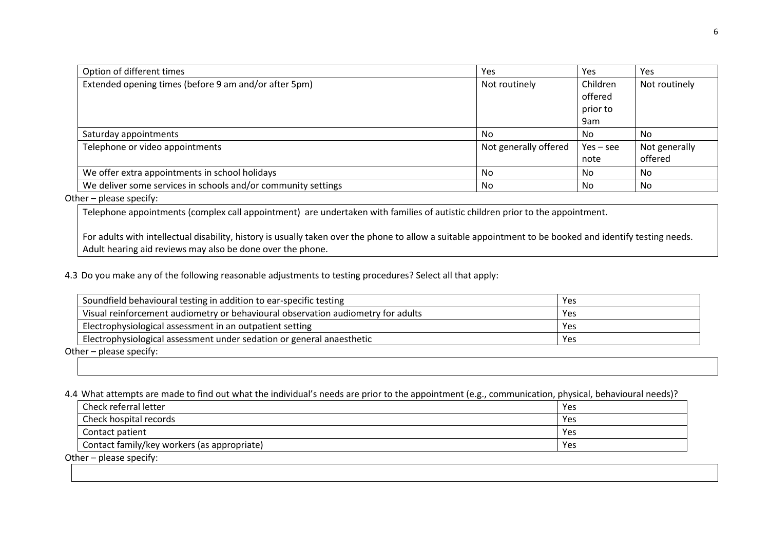| Option of different times | Yes | Yes | Yes |
|---|---|---|---|
| Extended opening times (before 9 am and/or after 5pm) | Not routinely | Children offered prior to 9am | Not routinely |
| Saturday appointments | No | No | No |
| Telephone or video appointments | Not generally offered | Yes – see note | Not generally offered |
| We offer extra appointments in school holidays | No | No | No |
| We deliver some services in schools and/or community settings | No | No | No |

Other – please specify:

Telephone appointments (complex call appointment) are undertaken with families of autistic children prior to the appointment.

For adults with intellectual disability, history is usually taken over the phone to allow a suitable appointment to be booked and identify testing needs. Adult hearing aid reviews may also be done over the phone.

4.3 Do you make any of the following reasonable adjustments to testing procedures? Select all that apply:

| Soundfield behavioural testing in addition to ear-specific testing | Yes |
|---|---|
| Visual reinforcement audiometry or behavioural observation audiometry for adults | Yes |
| Electrophysiological assessment in an outpatient setting | Yes |
| Electrophysiological assessment under sedation or general anaesthetic | Yes |

Other – please specify:

4.4 What attempts are made to find out what the individual's needs are prior to the appointment (e.g., communication, physical, behavioural needs)?

| Check referral letter | Yes |
|---|---|
| Check hospital records | Yes |
| Contact patient | Yes |
| Contact family/key workers (as appropriate) | Yes |

Other – please specify: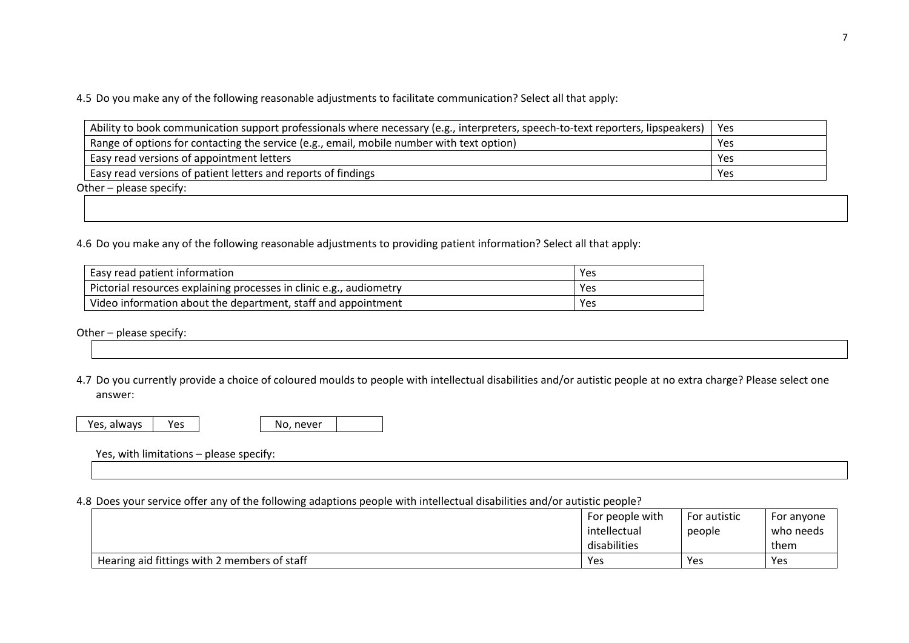4.5 Do you make any of the following reasonable adjustments to facilitate communication? Select all that apply:

| | |
|---|---|
| Ability to book communication support professionals where necessary (e.g., interpreters, speech-to-text reporters, lipspeakers) | Yes |
| Range of options for contacting the service (e.g., email, mobile number with text option) | Yes |
| Easy read versions of appointment letters | Yes |
| Easy read versions of patient letters and reports of findings | Yes |

Other – please specify:

4.6 Do you make any of the following reasonable adjustments to providing patient information? Select all that apply:

| | |
|---|---|
| Easy read patient information | Yes |
| Pictorial resources explaining processes in clinic e.g., audiometry | Yes |
| Video information about the department, staff and appointment | Yes |

Other – please specify:

4.7 Do you currently provide a choice of coloured moulds to people with intellectual disabilities and/or autistic people at no extra charge? Please select one answer:

| | | | |
|---|---|---|---|
| Yes, always | Yes | No, never | |

Yes, with limitations – please specify:

4.8 Does your service offer any of the following adaptions people with intellectual disabilities and/or autistic people?

| | For people with intellectual disabilities | For autistic people | For anyone who needs them |
|---|---|---|---|
| Hearing aid fittings with 2 members of staff | Yes | Yes | Yes |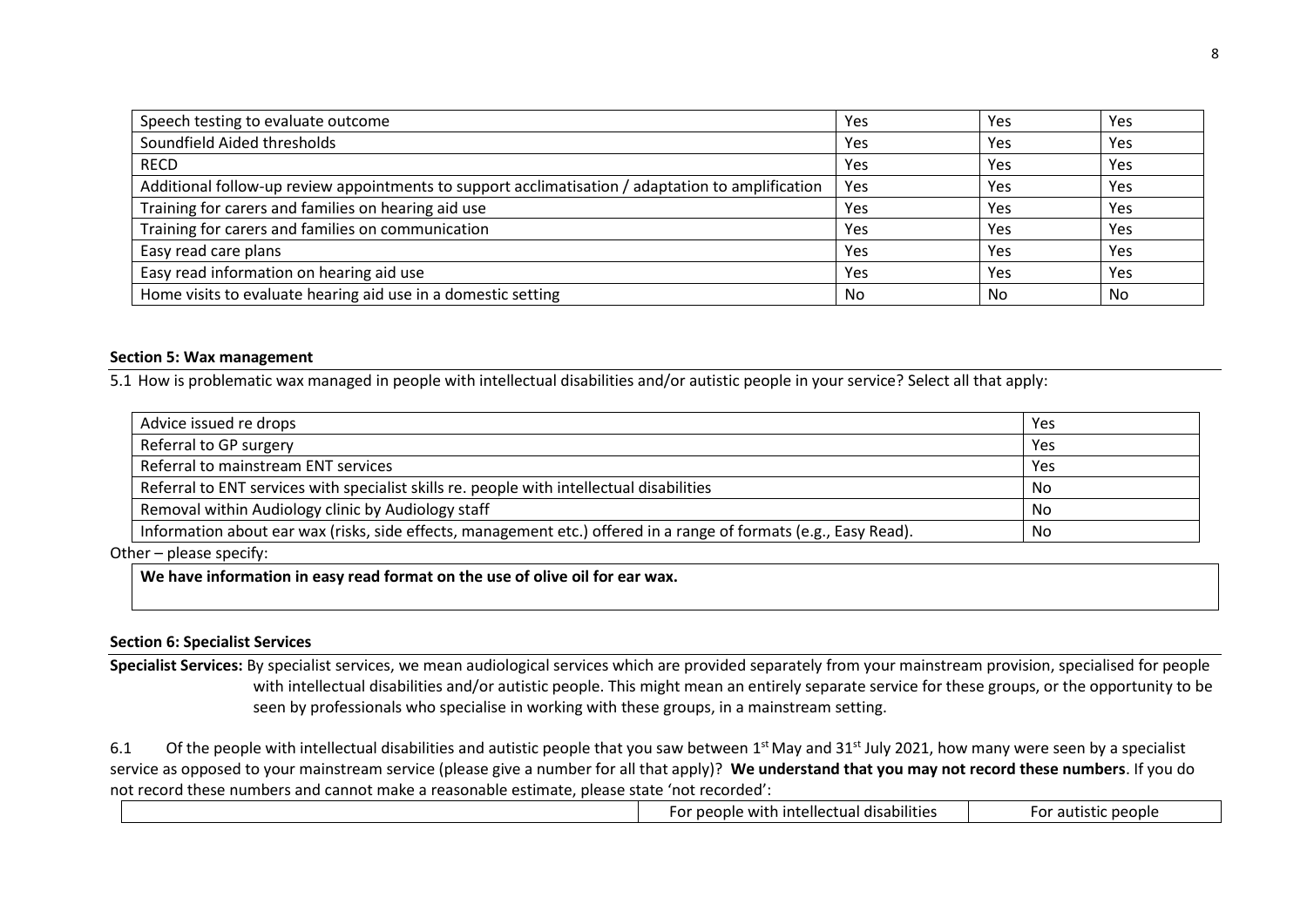| Speech testing to evaluate outcome | Yes | Yes | Yes |
|---|---|---|---|
| Soundfield Aided thresholds | Yes | Yes | Yes |
| RECD | Yes | Yes | Yes |
| Additional follow-up review appointments to support acclimatisation / adaptation to amplification | Yes | Yes | Yes |
| Training for carers and families on hearing aid use | Yes | Yes | Yes |
| Training for carers and families on communication | Yes | Yes | Yes |
| Easy read care plans | Yes | Yes | Yes |
| Easy read information on hearing aid use | Yes | Yes | Yes |
| Home visits to evaluate hearing aid use in a domestic setting | No | No | No |

**Section 5: Wax management**

5.1 How is problematic wax managed in people with intellectual disabilities and/or autistic people in your service? Select all that apply:

| Advice issued re drops | Yes |
|---|---|
| Referral to GP surgery | Yes |
| Referral to mainstream ENT services | Yes |
| Referral to ENT services with specialist skills re. people with intellectual disabilities | No |
| Removal within Audiology clinic by Audiology staff | No |
| Information about ear wax (risks, side effects, management etc.) offered in a range of formats (e.g., Easy Read). | No |

Other – please specify:

**We have information in easy read format on the use of olive oil for ear wax.**

**Section 6: Specialist Services**

**Specialist Services:** By specialist services, we mean audiological services which are provided separately from your mainstream provision, specialised for people with intellectual disabilities and/or autistic people. This might mean an entirely separate service for these groups, or the opportunity to be seen by professionals who specialise in working with these groups, in a mainstream setting.

6.1 Of the people with intellectual disabilities and autistic people that you saw between 1st May and 31st July 2021, how many were seen by a specialist service as opposed to your mainstream service (please give a number for all that apply)? **We understand that you may not record these numbers**. If you do not record these numbers and cannot make a reasonable estimate, please state 'not recorded':

| | For people with intellectual disabilities | For autistic people |
|---|---|---|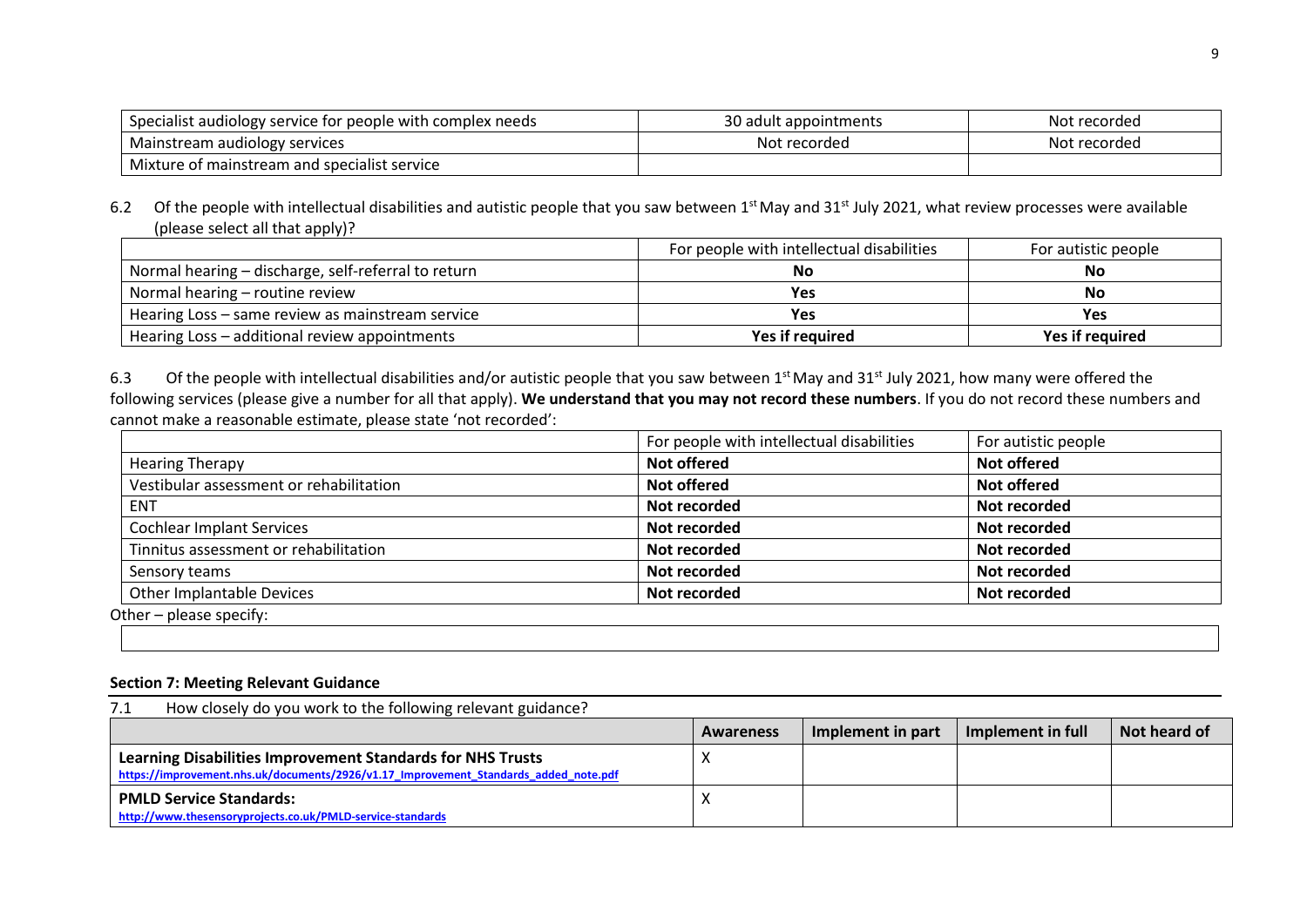| | | |
|---|---|---|
| Specialist audiology service for people with complex needs | 30 adult appointments | Not recorded |
| Mainstream audiology services | Not recorded | Not recorded |
| Mixture of mainstream and specialist service | | |

6.2 Of the people with intellectual disabilities and autistic people that you saw between 1st May and 31st July 2021, what review processes were available (please select all that apply)?

| | For people with intellectual disabilities | For autistic people |
|---|---|---|
| Normal hearing – discharge, self-referral to return | **No** | **No** |
| Normal hearing – routine review | **Yes** | **No** |
| Hearing Loss – same review as mainstream service | **Yes** | **Yes** |
| Hearing Loss – additional review appointments | **Yes if required** | **Yes if required** |

6.3 Of the people with intellectual disabilities and/or autistic people that you saw between 1st May and 31st July 2021, how many were offered the following services (please give a number for all that apply). **We understand that you may not record these numbers**. If you do not record these numbers and cannot make a reasonable estimate, please state 'not recorded':

| | For people with intellectual disabilities | For autistic people |
|---|---|---|
| Hearing Therapy | **Not offered** | **Not offered** |
| Vestibular assessment or rehabilitation | **Not offered** | **Not offered** |
| ENT | **Not recorded** | **Not recorded** |
| Cochlear Implant Services | **Not recorded** | **Not recorded** |
| Tinnitus assessment or rehabilitation | **Not recorded** | **Not recorded** |
| Sensory teams | **Not recorded** | **Not recorded** |
| Other Implantable Devices | **Not recorded** | **Not recorded** |

Other – please specify:

## Section 7: Meeting Relevant Guidance

7.1 How closely do you work to the following relevant guidance?

| | Awareness | Implement in part | Implement in full | Not heard of |
|---|---|---|---|---|
| **Learning Disabilities Improvement Standards for NHS Trusts** https://improvement.nhs.uk/documents/2926/v1.17_Improvement_Standards_added_note.pdf | X | | | |
| **PMLD Service Standards:** http://www.thesensoryprojects.co.uk/PMLD-service-standards | X | | | |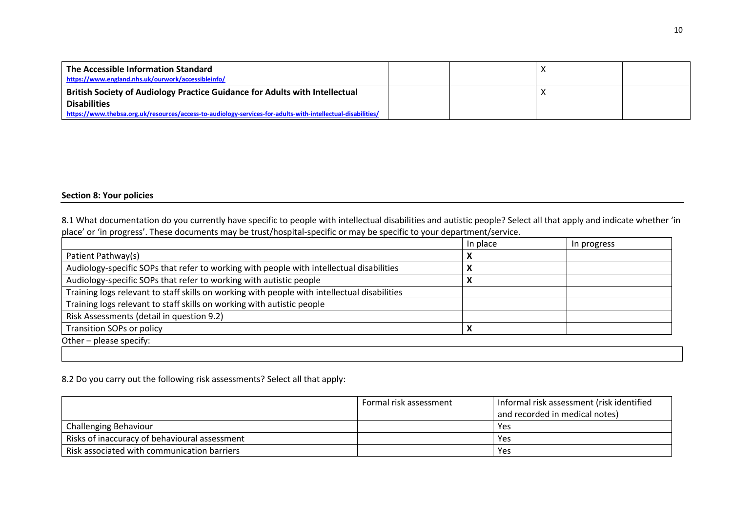| | | | | |
|---|---|---|---|---|
| **The Accessible Information Standard** https://www.england.nhs.uk/ourwork/accessibleinfo/ | | | X | |
| **British Society of Audiology Practice Guidance for Adults with Intellectual Disabilities** https://www.thebsa.org.uk/resources/access-to-audiology-services-for-adults-with-intellectual-disabilities/ | | | X | |

**Section 8: Your policies**

8.1 What documentation do you currently have specific to people with intellectual disabilities and autistic people? Select all that apply and indicate whether 'in place' or 'in progress'. These documents may be trust/hospital-specific or may be specific to your department/service.

| | In place | In progress |
|---|---|---|
| Patient Pathway(s) | **X** | |
| Audiology-specific SOPs that refer to working with people with intellectual disabilities | **X** | |
| Audiology-specific SOPs that refer to working with autistic people | **X** | |
| Training logs relevant to staff skills on working with people with intellectual disabilities | | |
| Training logs relevant to staff skills on working with autistic people | | |
| Risk Assessments (detail in question 9.2) | | |
| Transition SOPs or policy | **X** | |

Other – please specify:

8.2 Do you carry out the following risk assessments? Select all that apply:

| | Formal risk assessment | Informal risk assessment (risk identified and recorded in medical notes) |
|---|---|---|
| Challenging Behaviour | | Yes |
| Risks of inaccuracy of behavioural assessment | | Yes |
| Risk associated with communication barriers | | Yes |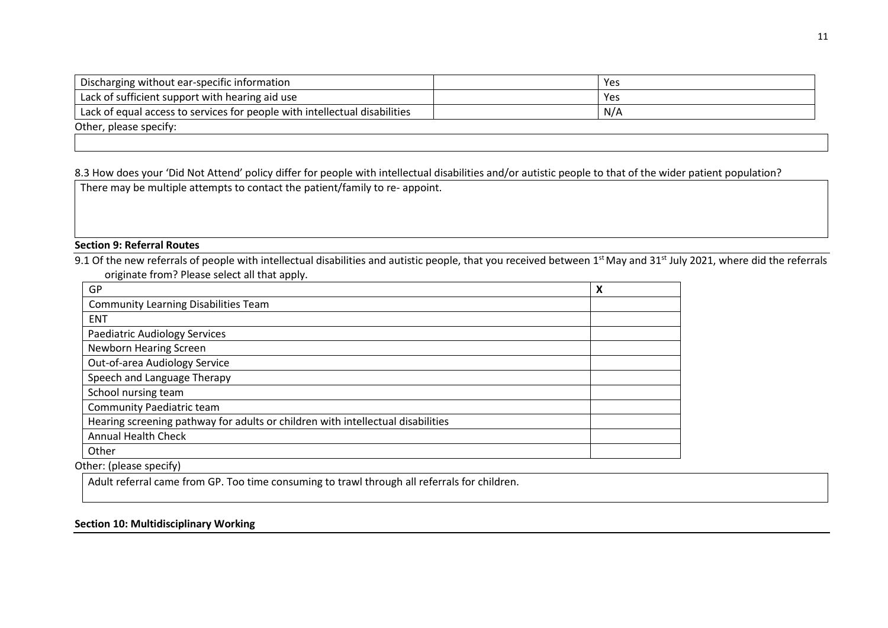| Discharging without ear-specific information | | Yes |
|---|---|---|
| Lack of sufficient support with hearing aid use | | Yes |
| Lack of equal access to services for people with intellectual disabilities | | N/A |

Other, please specify:

8.3 How does your 'Did Not Attend' policy differ for people with intellectual disabilities and/or autistic people to that of the wider patient population?

There may be multiple attempts to contact the patient/family to re- appoint.

**Section 9: Referral Routes**

9.1 Of the new referrals of people with intellectual disabilities and autistic people, that you received between 1st May and 31st July 2021, where did the referrals originate from? Please select all that apply.

| GP | **X** |
|---|---|
| Community Learning Disabilities Team | |
| ENT | |
| Paediatric Audiology Services | |
| Newborn Hearing Screen | |
| Out-of-area Audiology Service | |
| Speech and Language Therapy | |
| School nursing team | |
| Community Paediatric team | |
| Hearing screening pathway for adults or children with intellectual disabilities | |
| Annual Health Check | |
| Other | |

Other: (please specify)

Adult referral came from GP. Too time consuming to trawl through all referrals for children.

**Section 10: Multidisciplinary Working**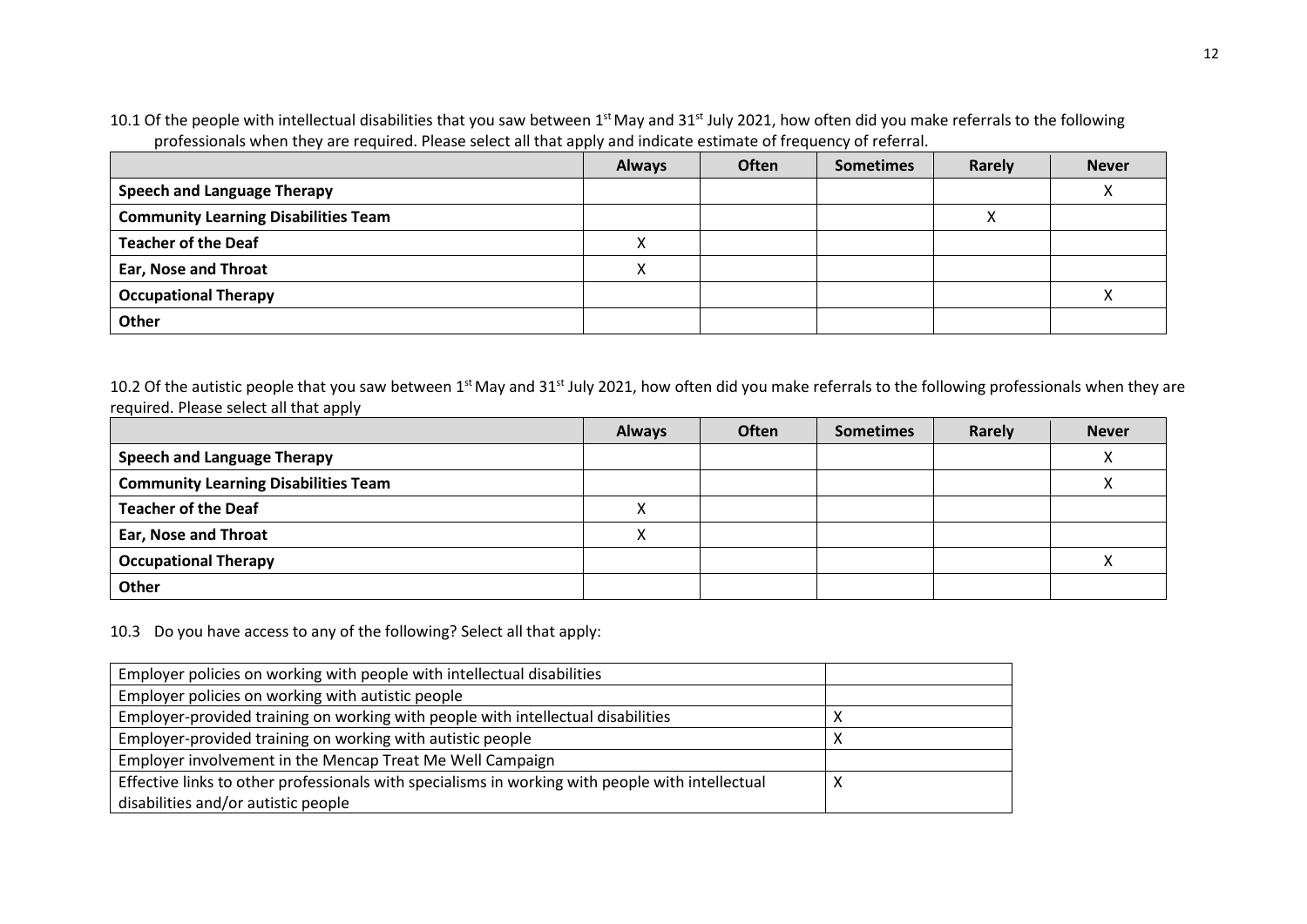10.1 Of the people with intellectual disabilities that you saw between 1st May and 31st July 2021, how often did you make referrals to the following professionals when they are required. Please select all that apply and indicate estimate of frequency of referral.

| | Always | Often | Sometimes | Rarely | Never |
|---|---|---|---|---|---|
| **Speech and Language Therapy** | | | | | X |
| **Community Learning Disabilities Team** | | | | X | |
| **Teacher of the Deaf** | X | | | | |
| **Ear, Nose and Throat** | X | | | | |
| **Occupational Therapy** | | | | | X |
| **Other** | | | | | |

10.2 Of the autistic people that you saw between 1st May and 31st July 2021, how often did you make referrals to the following professionals when they are required. Please select all that apply

| | Always | Often | Sometimes | Rarely | Never |
|---|---|---|---|---|---|
| **Speech and Language Therapy** | | | | | X |
| **Community Learning Disabilities Team** | | | | | X |
| **Teacher of the Deaf** | X | | | | |
| **Ear, Nose and Throat** | X | | | | |
| **Occupational Therapy** | | | | | X |
| **Other** | | | | | |

10.3 Do you have access to any of the following? Select all that apply:

| | |
|---|---|
| Employer policies on working with people with intellectual disabilities | |
| Employer policies on working with autistic people | |
| Employer-provided training on working with people with intellectual disabilities | X |
| Employer-provided training on working with autistic people | X |
| Employer involvement in the Mencap Treat Me Well Campaign | |
| Effective links to other professionals with specialisms in working with people with intellectual disabilities and/or autistic people | X |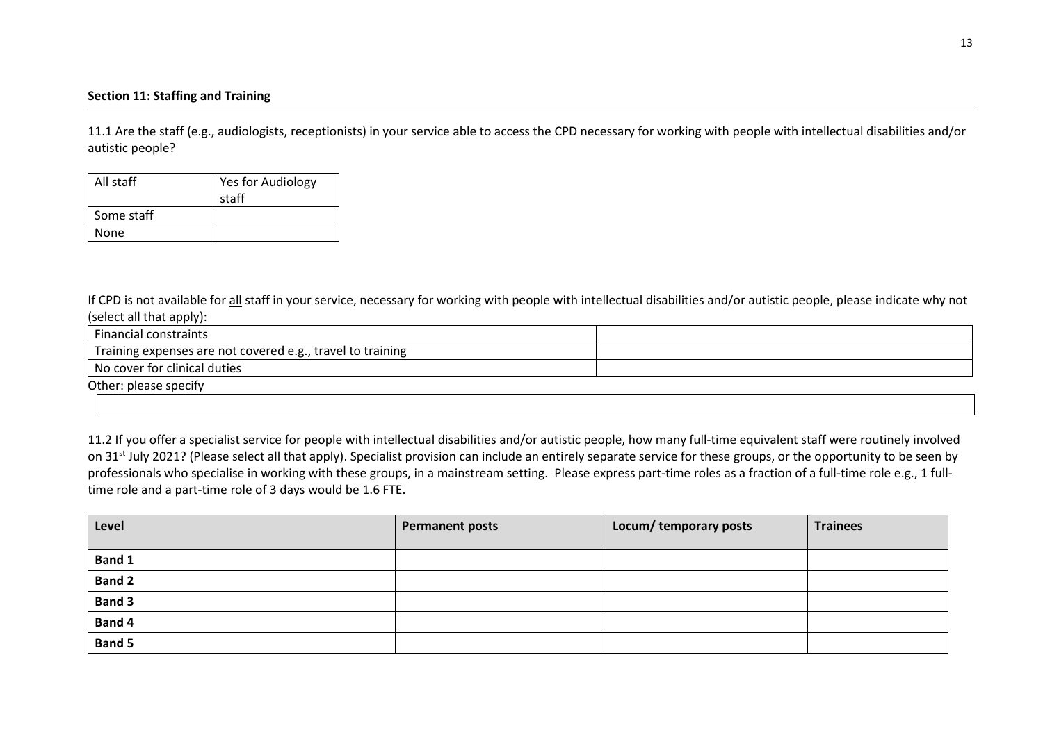**Section 11: Staffing and Training**

11.1 Are the staff (e.g., audiologists, receptionists) in your service able to access the CPD necessary for working with people with intellectual disabilities and/or autistic people?

| | |
|---|---|
| All staff | Yes for Audiology staff |
| Some staff | |
| None | |

If CPD is not available for <u>all</u> staff in your service, necessary for working with people with intellectual disabilities and/or autistic people, please indicate why not (select all that apply):

| | |
|---|---|
| Financial constraints | |
| Training expenses are not covered e.g., travel to training | |
| No cover for clinical duties | |

Other: please specify

| |
|---|
| |

11.2 If you offer a specialist service for people with intellectual disabilities and/or autistic people, how many full-time equivalent staff were routinely involved on 31st July 2021? (Please select all that apply). Specialist provision can include an entirely separate service for these groups, or the opportunity to be seen by professionals who specialise in working with these groups, in a mainstream setting. Please express part-time roles as a fraction of a full-time role e.g., 1 full-time role and a part-time role of 3 days would be 1.6 FTE.

| Level | Permanent posts | Locum/ temporary posts | Trainees |
|---|---|---|---|
| **Band 1** | | | |
| **Band 2** | | | |
| **Band 3** | | | |
| **Band 4** | | | |
| **Band 5** | | | |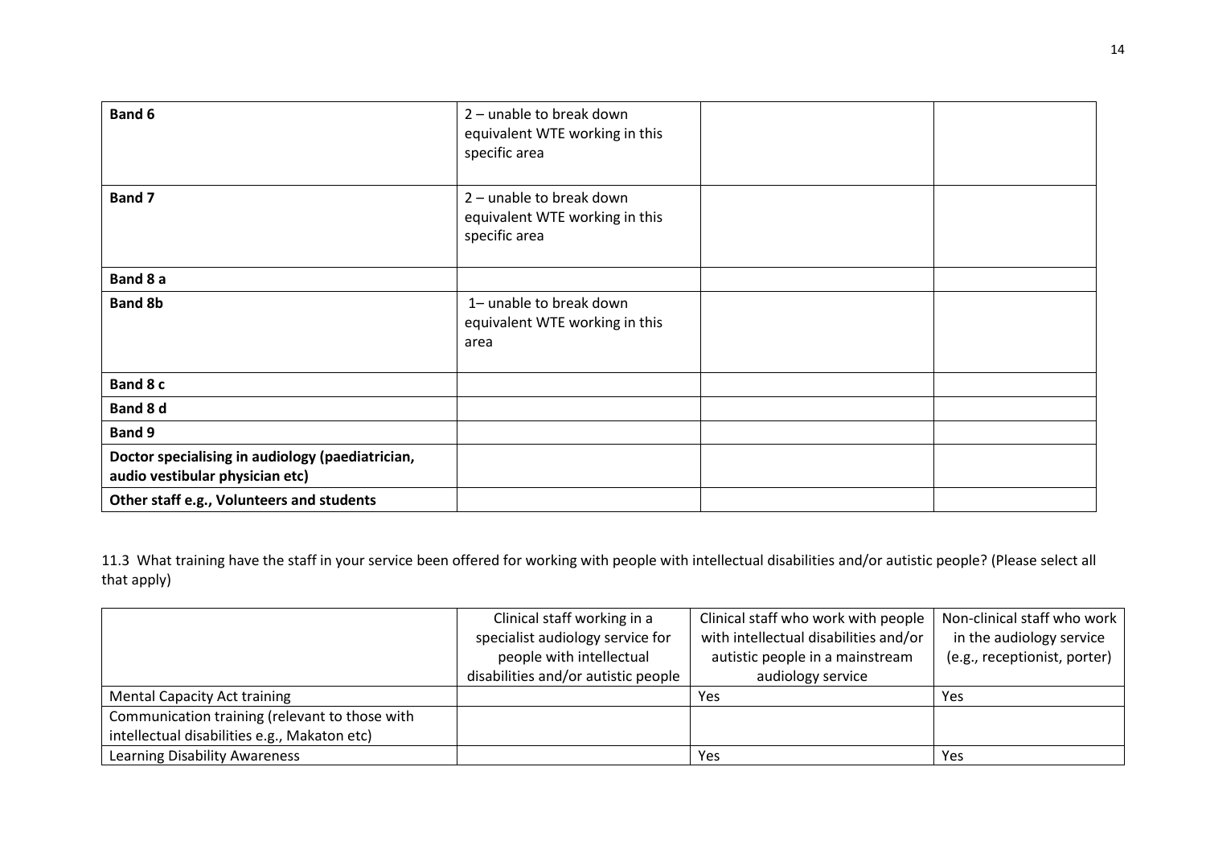| | | | |
|---|---|---|---|
| **Band 6** | 2 – unable to break down equivalent WTE working in this specific area | | |
| **Band 7** | 2 – unable to break down equivalent WTE working in this specific area | | |
| **Band 8 a** | | | |
| **Band 8b** | 1– unable to break down equivalent WTE working in this area | | |
| **Band 8 c** | | | |
| **Band 8 d** | | | |
| **Band 9** | | | |
| **Doctor specialising in audiology (paediatrician, audio vestibular physician etc)** | | | |
| **Other staff e.g., Volunteers and students** | | | |

11.3 What training have the staff in your service been offered for working with people with intellectual disabilities and/or autistic people? (Please select all that apply)

| | Clinical staff working in a specialist audiology service for people with intellectual disabilities and/or autistic people | Clinical staff who work with people with intellectual disabilities and/or autistic people in a mainstream audiology service | Non-clinical staff who work in the audiology service (e.g., receptionist, porter) |
|---|---|---|---|
| Mental Capacity Act training | | Yes | Yes |
| Communication training (relevant to those with intellectual disabilities e.g., Makaton etc) | | | |
| Learning Disability Awareness | | Yes | Yes |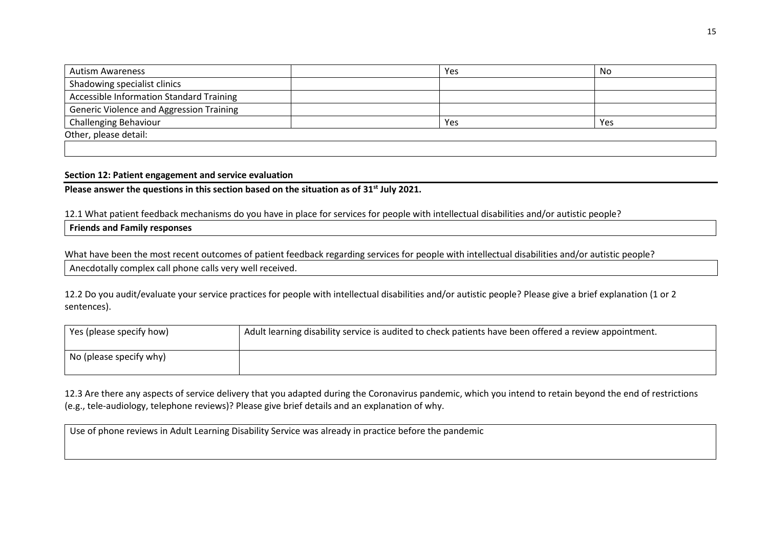| Autism Awareness | | Yes | No |
|---|---|---|---|
| Shadowing specialist clinics | | | |
| Accessible Information Standard Training | | | |
| Generic Violence and Aggression Training | | | |
| Challenging Behaviour | | Yes | Yes |

Other, please detail:

| |
|---|

**Section 12: Patient engagement and service evaluation**

**Please answer the questions in this section based on the situation as of 31st July 2021.**

12.1 What patient feedback mechanisms do you have in place for services for people with intellectual disabilities and/or autistic people?

| **Friends and Family responses** |
|---|

What have been the most recent outcomes of patient feedback regarding services for people with intellectual disabilities and/or autistic people?

| Anecdotally complex call phone calls very well received. |
|---|

12.2 Do you audit/evaluate your service practices for people with intellectual disabilities and/or autistic people? Please give a brief explanation (1 or 2 sentences).

| Yes (please specify how) | Adult learning disability service is audited to check patients have been offered a review appointment. |
|---|---|
| No (please specify why) | |

12.3 Are there any aspects of service delivery that you adapted during the Coronavirus pandemic, which you intend to retain beyond the end of restrictions (e.g., tele-audiology, telephone reviews)? Please give brief details and an explanation of why.

| Use of phone reviews in Adult Learning Disability Service was already in practice before the pandemic |
|---|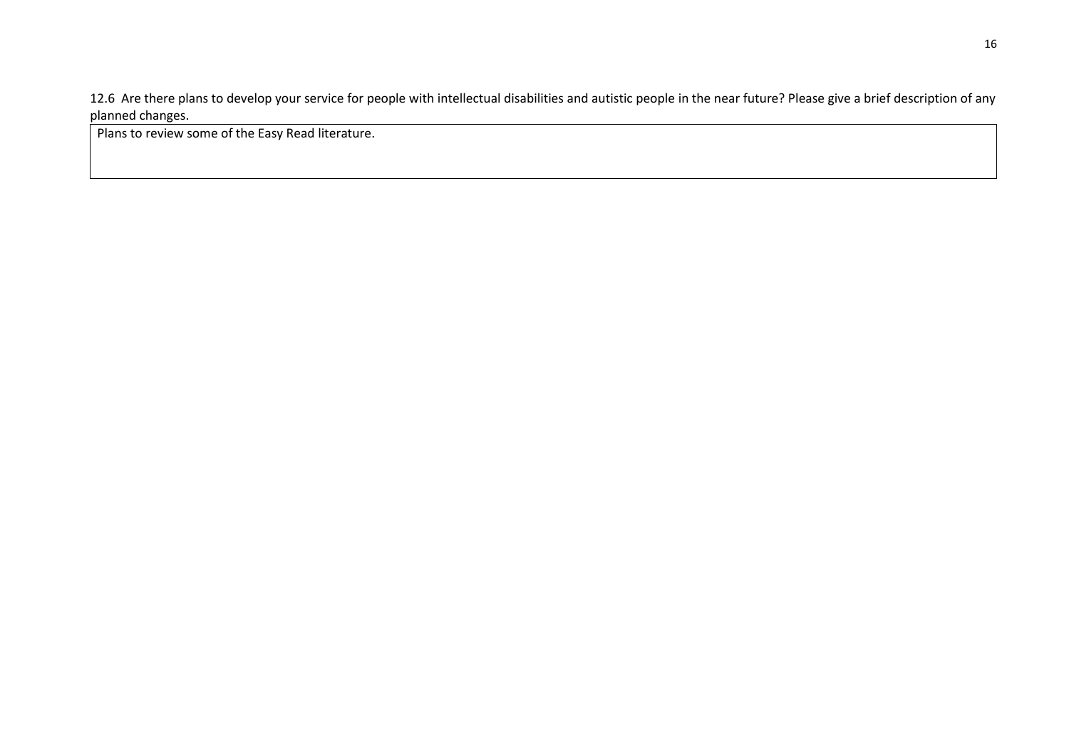12.6 Are there plans to develop your service for people with intellectual disabilities and autistic people in the near future? Please give a brief description of any planned changes.

| |
|---|
| Plans to review some of the Easy Read literature. |